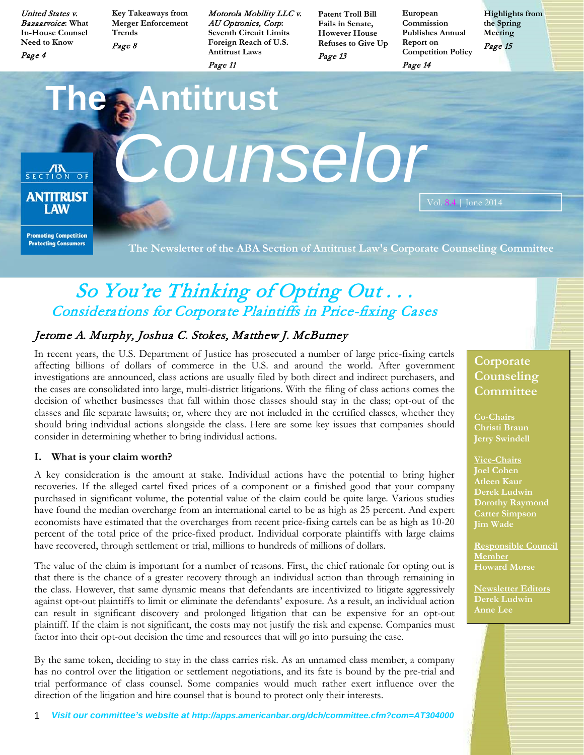*United States v. Bazaarvoice*: What In-House Counsel Need to Know
*Page 4*

Key Takeaways from Merger Enforcement Trends
*Page 8*

*Motorola Mobility LLC v. AU Optronics, Corp*: Seventh Circuit Limits Foreign Reach of U.S. Antitrust Laws
*Page 11*

Patent Troll Bill Fails in Senate, However House Refuses to Give Up
*Page 13*

European Commission Publishes Annual Report on Competition Policy
*Page 14*

Highlights from the Spring Meeting
*Page 15*

# The Antitrust *Counselor*

Vol. 8.4 | June 2014

ABA SECTION OF ANTITRUST LAW

Promoting Competition Protecting Consumers

**The Newsletter of the ABA Section of Antitrust Law's Corporate Counseling Committee**

## *So You're Thinking of Opting Out . . .*
### *Considerations for Corporate Plaintiffs in Price-fixing Cases*

*Jerome A. Murphy, Joshua C. Stokes, Matthew J. McBurney*

In recent years, the U.S. Department of Justice has prosecuted a number of large price-fixing cartels affecting billions of dollars of commerce in the U.S. and around the world. After government investigations are announced, class actions are usually filed by both direct and indirect purchasers, and the cases are consolidated into large, multi-district litigations. With the filing of class actions comes the decision of whether businesses that fall within those classes should stay in the class; opt-out of the classes and file separate lawsuits; or, where they are not included in the certified classes, whether they should bring individual actions alongside the class. Here are some key issues that companies should consider in determining whether to bring individual actions.

### I. What is your claim worth?

A key consideration is the amount at stake. Individual actions have the potential to bring higher recoveries. If the alleged cartel fixed prices of a component or a finished good that your company purchased in significant volume, the potential value of the claim could be quite large. Various studies have found the median overcharge from an international cartel to be as high as 25 percent. And expert economists have estimated that the overcharges from recent price-fixing cartels can be as high as 10-20 percent of the total price of the price-fixed product. Individual corporate plaintiffs with large claims have recovered, through settlement or trial, millions to hundreds of millions of dollars.

The value of the claim is important for a number of reasons. First, the chief rationale for opting out is that there is the chance of a greater recovery through an individual action than through remaining in the class. However, that same dynamic means that defendants are incentivized to litigate aggressively against opt-out plaintiffs to limit or eliminate the defendants' exposure. As a result, an individual action can result in significant discovery and prolonged litigation that can be expensive for an opt-out plaintiff. If the claim is not significant, the costs may not justify the risk and expense. Companies must factor into their opt-out decision the time and resources that will go into pursuing the case.

By the same token, deciding to stay in the class carries risk. As an unnamed class member, a company has no control over the litigation or settlement negotiations, and its fate is bound by the pre-trial and trial performance of class counsel. Some companies would much rather exert influence over the direction of the litigation and hire counsel that is bound to protect only their interests.

**Corporate Counseling Committee**

**Co-Chairs**
Christi Braun
Jerry Swindell

**Vice-Chairs**
Joel Cohen
Atleen Kaur
Derek Ludwin
Dorothy Raymond
Carter Simpson
Jim Wade

**Responsible Council Member**
Howard Morse

**Newsletter Editors**
Derek Ludwin
Anne Lee

*Visit our committee's website at http://apps.americanbar.org/dch/committee.cfm?com=AT304000*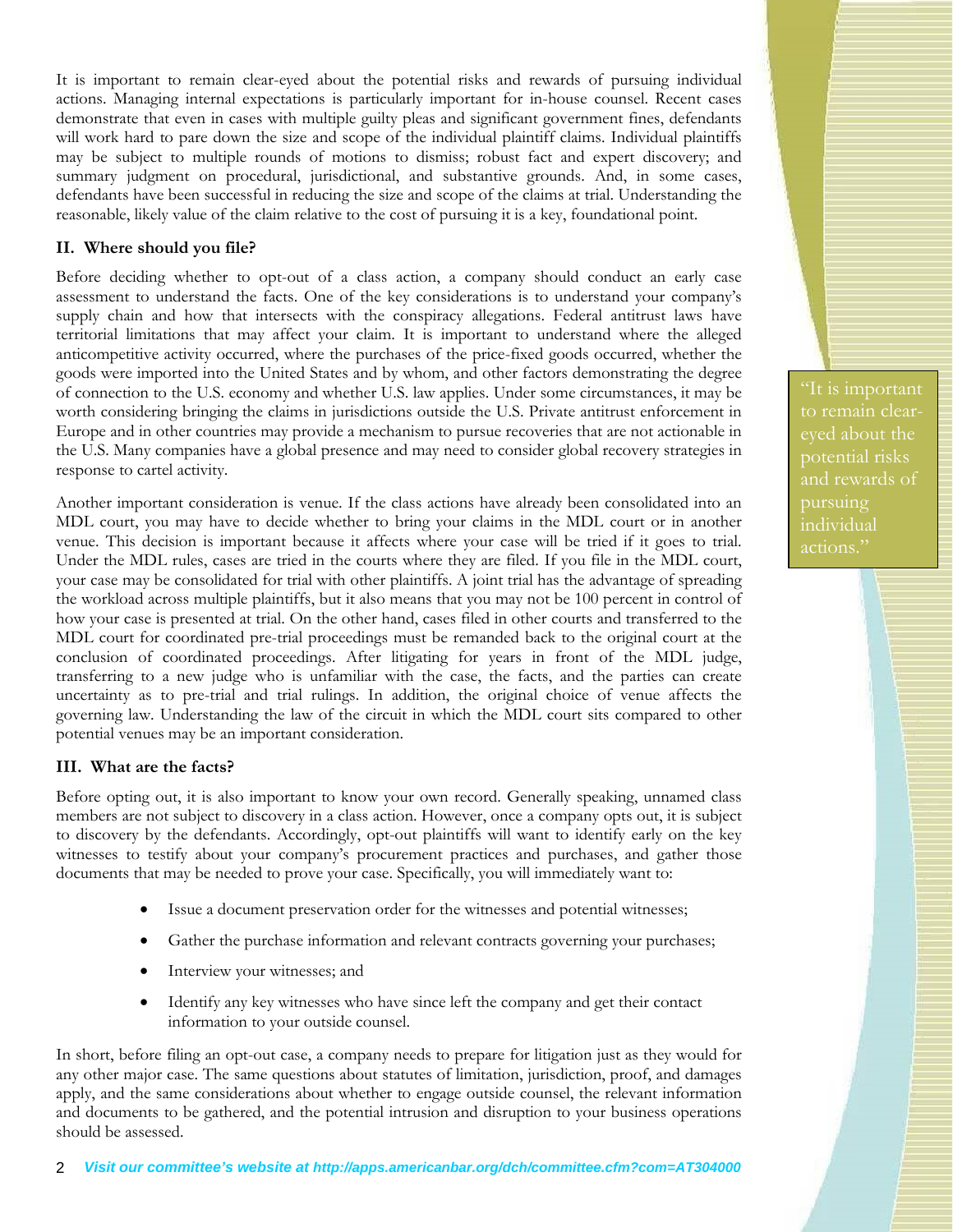It is important to remain clear-eyed about the potential risks and rewards of pursuing individual actions. Managing internal expectations is particularly important for in-house counsel. Recent cases demonstrate that even in cases with multiple guilty pleas and significant government fines, defendants will work hard to pare down the size and scope of the individual plaintiff claims. Individual plaintiffs may be subject to multiple rounds of motions to dismiss; robust fact and expert discovery; and summary judgment on procedural, jurisdictional, and substantive grounds. And, in some cases, defendants have been successful in reducing the size and scope of the claims at trial. Understanding the reasonable, likely value of the claim relative to the cost of pursuing it is a key, foundational point.

### II. Where should you file?

Before deciding whether to opt-out of a class action, a company should conduct an early case assessment to understand the facts. One of the key considerations is to understand your company's supply chain and how that intersects with the conspiracy allegations. Federal antitrust laws have territorial limitations that may affect your claim. It is important to understand where the alleged anticompetitive activity occurred, where the purchases of the price-fixed goods occurred, whether the goods were imported into the United States and by whom, and other factors demonstrating the degree of connection to the U.S. economy and whether U.S. law applies. Under some circumstances, it may be worth considering bringing the claims in jurisdictions outside the U.S. Private antitrust enforcement in Europe and in other countries may provide a mechanism to pursue recoveries that are not actionable in the U.S. Many companies have a global presence and may need to consider global recovery strategies in response to cartel activity.

> "It is important to remain clear-eyed about the potential risks and rewards of pursuing individual actions."

Another important consideration is venue. If the class actions have already been consolidated into an MDL court, you may have to decide whether to bring your claims in the MDL court or in another venue. This decision is important because it affects where your case will be tried if it goes to trial. Under the MDL rules, cases are tried in the courts where they are filed. If you file in the MDL court, your case may be consolidated for trial with other plaintiffs. A joint trial has the advantage of spreading the workload across multiple plaintiffs, but it also means that you may not be 100 percent in control of how your case is presented at trial. On the other hand, cases filed in other courts and transferred to the MDL court for coordinated pre-trial proceedings must be remanded back to the original court at the conclusion of coordinated proceedings. After litigating for years in front of the MDL judge, transferring to a new judge who is unfamiliar with the case, the facts, and the parties can create uncertainty as to pre-trial and trial rulings. In addition, the original choice of venue affects the governing law. Understanding the law of the circuit in which the MDL court sits compared to other potential venues may be an important consideration.

### III. What are the facts?

Before opting out, it is also important to know your own record. Generally speaking, unnamed class members are not subject to discovery in a class action. However, once a company opts out, it is subject to discovery by the defendants. Accordingly, opt-out plaintiffs will want to identify early on the key witnesses to testify about your company's procurement practices and purchases, and gather those documents that may be needed to prove your case. Specifically, you will immediately want to:

- Issue a document preservation order for the witnesses and potential witnesses;
- Gather the purchase information and relevant contracts governing your purchases;
- Interview your witnesses; and
- Identify any key witnesses who have since left the company and get their contact information to your outside counsel.

In short, before filing an opt-out case, a company needs to prepare for litigation just as they would for any other major case. The same questions about statutes of limitation, jurisdiction, proof, and damages apply, and the same considerations about whether to engage outside counsel, the relevant information and documents to be gathered, and the potential intrusion and disruption to your business operations should be assessed.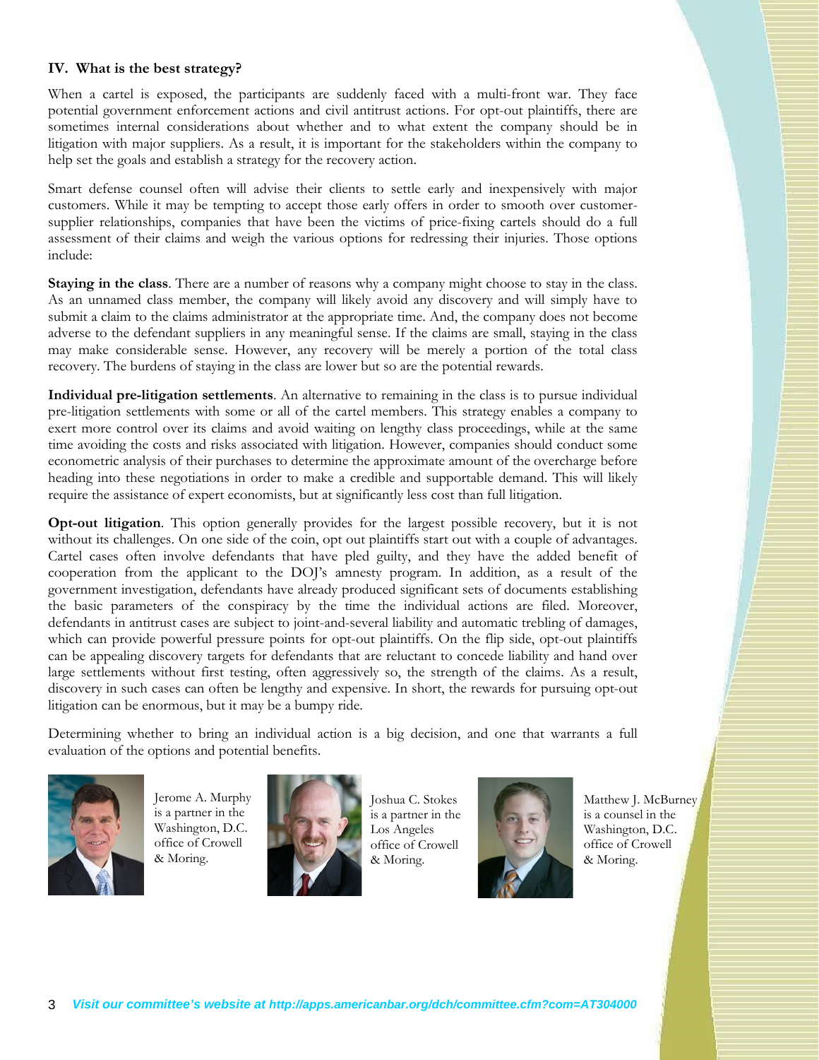## IV. What is the best strategy?

When a cartel is exposed, the participants are suddenly faced with a multi-front war. They face potential government enforcement actions and civil antitrust actions. For opt-out plaintiffs, there are sometimes internal considerations about whether and to what extent the company should be in litigation with major suppliers. As a result, it is important for the stakeholders within the company to help set the goals and establish a strategy for the recovery action.

Smart defense counsel often will advise their clients to settle early and inexpensively with major customers. While it may be tempting to accept those early offers in order to smooth over customer-supplier relationships, companies that have been the victims of price-fixing cartels should do a full assessment of their claims and weigh the various options for redressing their injuries. Those options include:

**Staying in the class**. There are a number of reasons why a company might choose to stay in the class. As an unnamed class member, the company will likely avoid any discovery and will simply have to submit a claim to the claims administrator at the appropriate time. And, the company does not become adverse to the defendant suppliers in any meaningful sense. If the claims are small, staying in the class may make considerable sense. However, any recovery will be merely a portion of the total class recovery. The burdens of staying in the class are lower but so are the potential rewards.

**Individual pre-litigation settlements**. An alternative to remaining in the class is to pursue individual pre-litigation settlements with some or all of the cartel members. This strategy enables a company to exert more control over its claims and avoid waiting on lengthy class proceedings, while at the same time avoiding the costs and risks associated with litigation. However, companies should conduct some econometric analysis of their purchases to determine the approximate amount of the overcharge before heading into these negotiations in order to make a credible and supportable demand. This will likely require the assistance of expert economists, but at significantly less cost than full litigation.

**Opt-out litigation**. This option generally provides for the largest possible recovery, but it is not without its challenges. On one side of the coin, opt out plaintiffs start out with a couple of advantages. Cartel cases often involve defendants that have pled guilty, and they have the added benefit of cooperation from the applicant to the DOJ's amnesty program. In addition, as a result of the government investigation, defendants have already produced significant sets of documents establishing the basic parameters of the conspiracy by the time the individual actions are filed. Moreover, defendants in antitrust cases are subject to joint-and-several liability and automatic trebling of damages, which can provide powerful pressure points for opt-out plaintiffs. On the flip side, opt-out plaintiffs can be appealing discovery targets for defendants that are reluctant to concede liability and hand over large settlements without first testing, often aggressively so, the strength of the claims. As a result, discovery in such cases can often be lengthy and expensive. In short, the rewards for pursuing opt-out litigation can be enormous, but it may be a bumpy ride.

Determining whether to bring an individual action is a big decision, and one that warrants a full evaluation of the options and potential benefits.

Jerome A. Murphy is a partner in the Washington, D.C. office of Crowell & Moring.

Joshua C. Stokes is a partner in the Los Angeles office of Crowell & Moring.

Matthew J. McBurney is a counsel in the Washington, D.C. office of Crowell & Moring.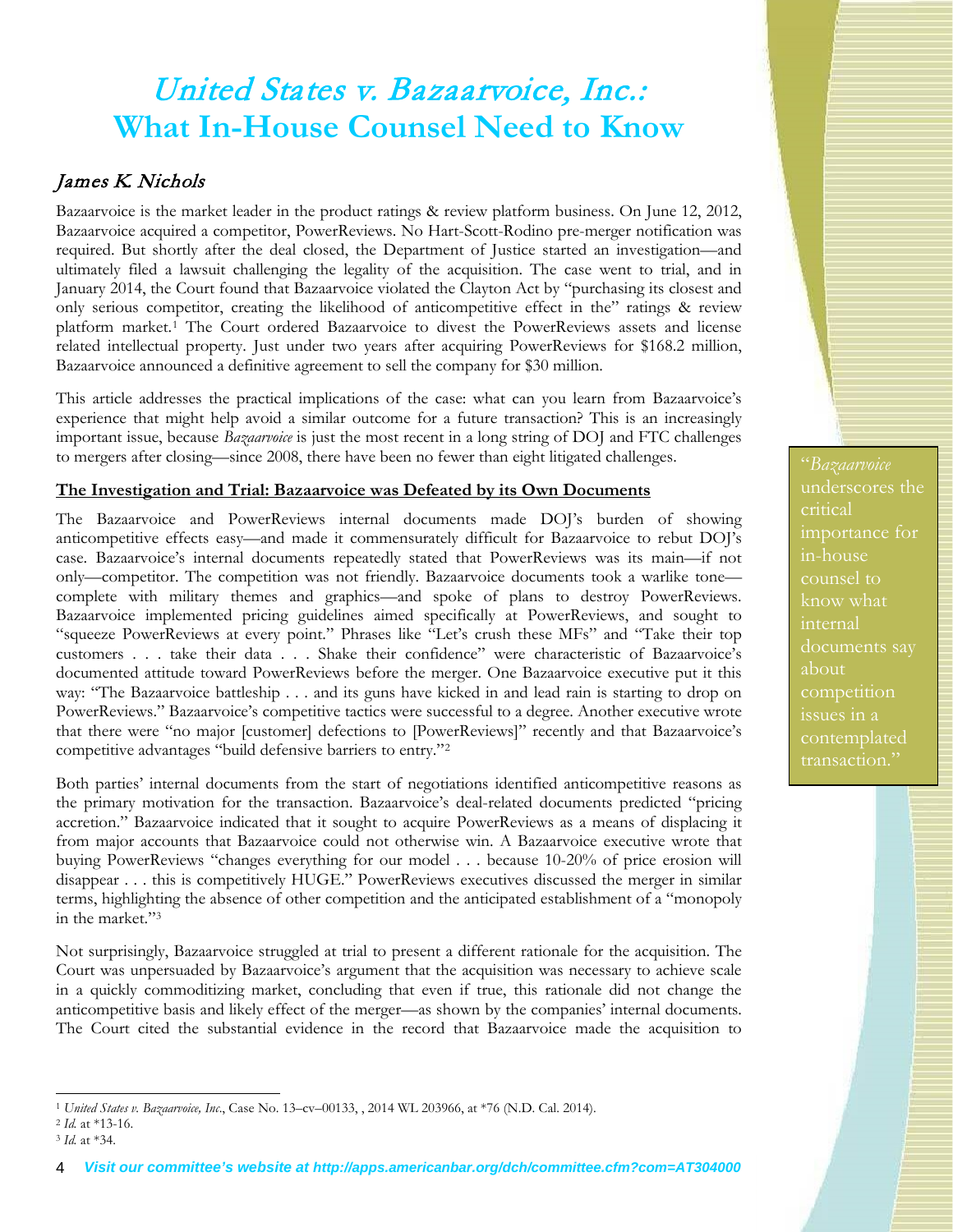# *United States v. Bazaarvoice, Inc.:* What In-House Counsel Need to Know

## *James K. Nichols*

Bazaarvoice is the market leader in the product ratings & review platform business. On June 12, 2012, Bazaarvoice acquired a competitor, PowerReviews. No Hart-Scott-Rodino pre-merger notification was required. But shortly after the deal closed, the Department of Justice started an investigation—and ultimately filed a lawsuit challenging the legality of the acquisition. The case went to trial, and in January 2014, the Court found that Bazaarvoice violated the Clayton Act by "purchasing its closest and only serious competitor, creating the likelihood of anticompetitive effect in the" ratings & review platform market.[1] The Court ordered Bazaarvoice to divest the PowerReviews assets and license related intellectual property. Just under two years after acquiring PowerReviews for $168.2 million, Bazaarvoice announced a definitive agreement to sell the company for $30 million.

This article addresses the practical implications of the case: what can you learn from Bazaarvoice's experience that might help avoid a similar outcome for a future transaction? This is an increasingly important issue, because *Bazaarvoice* is just the most recent in a long string of DOJ and FTC challenges to mergers after closing—since 2008, there have been no fewer than eight litigated challenges.

> "*Bazaarvoice* underscores the critical importance for in-house counsel to know what internal documents say about competition issues in a contemplated transaction."

**The Investigation and Trial: Bazaarvoice was Defeated by its Own Documents**

The Bazaarvoice and PowerReviews internal documents made DOJ's burden of showing anticompetitive effects easy—and made it commensurately difficult for Bazaarvoice to rebut DOJ's case. Bazaarvoice's internal documents repeatedly stated that PowerReviews was its main—if not only—competitor. The competition was not friendly. Bazaarvoice documents took a warlike tone—complete with military themes and graphics—and spoke of plans to destroy PowerReviews. Bazaarvoice implemented pricing guidelines aimed specifically at PowerReviews, and sought to "squeeze PowerReviews at every point." Phrases like "Let's crush these MFs" and "Take their top customers . . . take their data . . . Shake their confidence" were characteristic of Bazaarvoice's documented attitude toward PowerReviews before the merger. One Bazaarvoice executive put it this way: "The Bazaarvoice battleship . . . and its guns have kicked in and lead rain is starting to drop on PowerReviews." Bazaarvoice's competitive tactics were successful to a degree. Another executive wrote that there were "no major [customer] defections to [PowerReviews]" recently and that Bazaarvoice's competitive advantages "build defensive barriers to entry."[2]

Both parties' internal documents from the start of negotiations identified anticompetitive reasons as the primary motivation for the transaction. Bazaarvoice's deal-related documents predicted "pricing accretion." Bazaarvoice indicated that it sought to acquire PowerReviews as a means of displacing it from major accounts that Bazaarvoice could not otherwise win. A Bazaarvoice executive wrote that buying PowerReviews "changes everything for our model . . . because 10-20% of price erosion will disappear . . . this is competitively HUGE." PowerReviews executives discussed the merger in similar terms, highlighting the absence of other competition and the anticipated establishment of a "monopoly in the market."[3]

Not surprisingly, Bazaarvoice struggled at trial to present a different rationale for the acquisition. The Court was unpersuaded by Bazaarvoice's argument that the acquisition was necessary to achieve scale in a quickly commoditizing market, concluding that even if true, this rationale did not change the anticompetitive basis and likely effect of the merger—as shown by the companies' internal documents. The Court cited the substantial evidence in the record that Bazaarvoice made the acquisition to

---

[1] *United States v. Bazaarvoice, Inc.*, Case No. 13–cv–00133, , 2014 WL 203966, at *76 (N.D. Cal. 2014).

[2] *Id.* at *13-16.

[3] *Id.* at *34.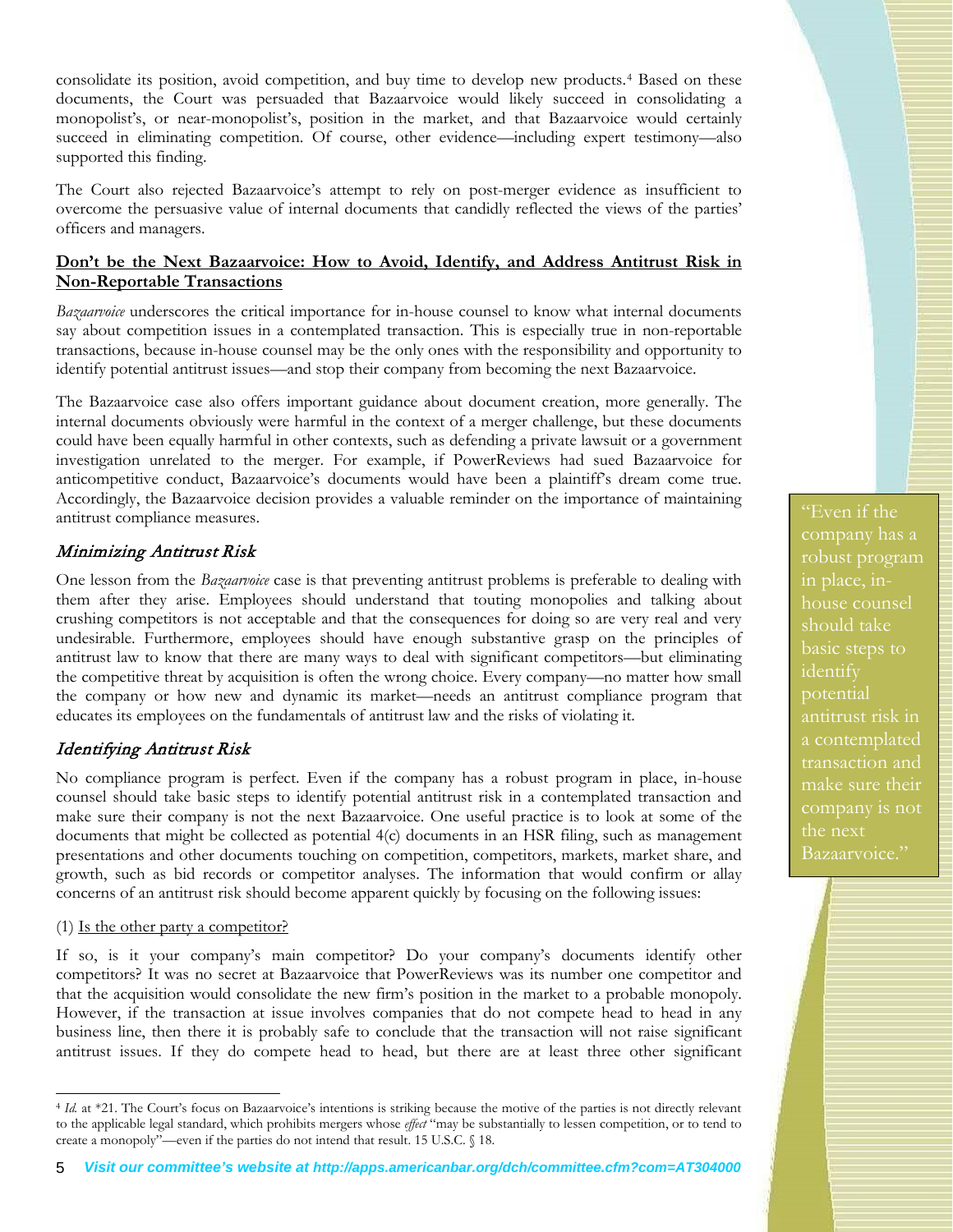consolidate its position, avoid competition, and buy time to develop new products.[4] Based on these documents, the Court was persuaded that Bazaarvoice would likely succeed in consolidating a monopolist's, or near-monopolist's, position in the market, and that Bazaarvoice would certainly succeed in eliminating competition. Of course, other evidence—including expert testimony—also supported this finding.

The Court also rejected Bazaarvoice's attempt to rely on post-merger evidence as insufficient to overcome the persuasive value of internal documents that candidly reflected the views of the parties' officers and managers.

**Don't be the Next Bazaarvoice: How to Avoid, Identify, and Address Antitrust Risk in Non-Reportable Transactions**

*Bazaarvoice* underscores the critical importance for in-house counsel to know what internal documents say about competition issues in a contemplated transaction. This is especially true in non-reportable transactions, because in-house counsel may be the only ones with the responsibility and opportunity to identify potential antitrust issues—and stop their company from becoming the next Bazaarvoice.

The Bazaarvoice case also offers important guidance about document creation, more generally. The internal documents obviously were harmful in the context of a merger challenge, but these documents could have been equally harmful in other contexts, such as defending a private lawsuit or a government investigation unrelated to the merger. For example, if PowerReviews had sued Bazaarvoice for anticompetitive conduct, Bazaarvoice's documents would have been a plaintiff's dream come true. Accordingly, the Bazaarvoice decision provides a valuable reminder on the importance of maintaining antitrust compliance measures.

> "Even if the company has a robust program in place, in-house counsel should take basic steps to identify potential antitrust risk in a contemplated transaction and make sure their company is not the next Bazaarvoice."

### *Minimizing Antitrust Risk*

One lesson from the *Bazaarvoice* case is that preventing antitrust problems is preferable to dealing with them after they arise. Employees should understand that touting monopolies and talking about crushing competitors is not acceptable and that the consequences for doing so are very real and very undesirable. Furthermore, employees should have enough substantive grasp on the principles of antitrust law to know that there are many ways to deal with significant competitors—but eliminating the competitive threat by acquisition is often the wrong choice. Every company—no matter how small the company or how new and dynamic its market—needs an antitrust compliance program that educates its employees on the fundamentals of antitrust law and the risks of violating it.

### *Identifying Antitrust Risk*

No compliance program is perfect. Even if the company has a robust program in place, in-house counsel should take basic steps to identify potential antitrust risk in a contemplated transaction and make sure their company is not the next Bazaarvoice. One useful practice is to look at some of the documents that might be collected as potential 4(c) documents in an HSR filing, such as management presentations and other documents touching on competition, competitors, markets, market share, and growth, such as bid records or competitor analyses. The information that would confirm or allay concerns of an antitrust risk should become apparent quickly by focusing on the following issues:

(1) Is the other party a competitor?

If so, is it your company's main competitor? Do your company's documents identify other competitors? It was no secret at Bazaarvoice that PowerReviews was its number one competitor and that the acquisition would consolidate the new firm's position in the market to a probable monopoly. However, if the transaction at issue involves companies that do not compete head to head in any business line, then there it is probably safe to conclude that the transaction will not raise significant antitrust issues. If they do compete head to head, but there are at least three other significant

---

[4] *Id.* at *21. The Court's focus on Bazaarvoice's intentions is striking because the motive of the parties is not directly relevant to the applicable legal standard, which prohibits mergers whose *effect* "may be substantially to lessen competition, or to tend to create a monopoly"—even if the parties do not intend that result. 15 U.S.C. § 18.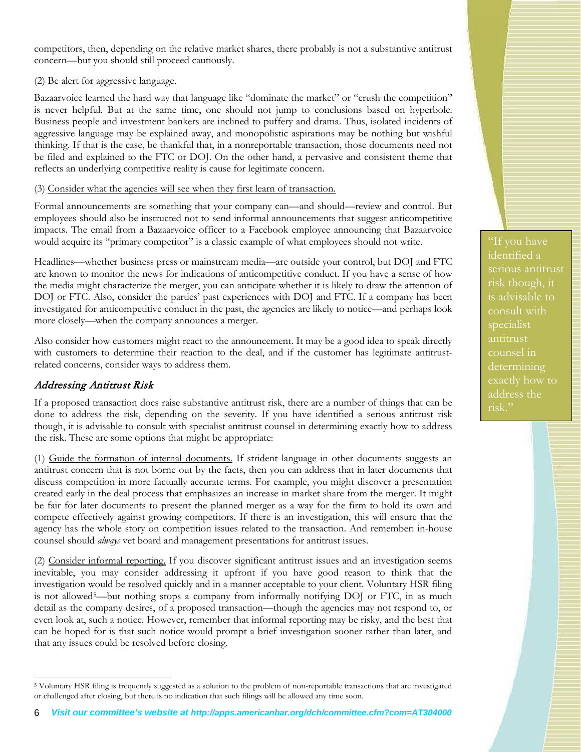competitors, then, depending on the relative market shares, there probably is not a substantive antitrust concern—but you should still proceed cautiously.

(2) Be alert for aggressive language.

Bazaarvoice learned the hard way that language like "dominate the market" or "crush the competition" is never helpful. But at the same time, one should not jump to conclusions based on hyperbole. Business people and investment bankers are inclined to puffery and drama. Thus, isolated incidents of aggressive language may be explained away, and monopolistic aspirations may be nothing but wishful thinking. If that is the case, be thankful that, in a nonreportable transaction, those documents need not be filed and explained to the FTC or DOJ. On the other hand, a pervasive and consistent theme that reflects an underlying competitive reality is cause for legitimate concern.

(3) Consider what the agencies will see when they first learn of transaction.

Formal announcements are something that your company can—and should—review and control. But employees should also be instructed not to send informal announcements that suggest anticompetitive impacts. The email from a Bazaarvoice officer to a Facebook employee announcing that Bazaarvoice would acquire its "primary competitor" is a classic example of what employees should not write.

Headlines—whether business press or mainstream media—are outside your control, but DOJ and FTC are known to monitor the news for indications of anticompetitive conduct. If you have a sense of how the media might characterize the merger, you can anticipate whether it is likely to draw the attention of DOJ or FTC. Also, consider the parties' past experiences with DOJ and FTC. If a company has been investigated for anticompetitive conduct in the past, the agencies are likely to notice—and perhaps look more closely—when the company announces a merger.

Also consider how customers might react to the announcement. It may be a good idea to speak directly with customers to determine their reaction to the deal, and if the customer has legitimate antitrust-related concerns, consider ways to address them.

## *Addressing Antitrust Risk*

If a proposed transaction does raise substantive antitrust risk, there are a number of things that can be done to address the risk, depending on the severity. If you have identified a serious antitrust risk though, it is advisable to consult with specialist antitrust counsel in determining exactly how to address the risk. These are some options that might be appropriate:

> "If you have identified a serious antitrust risk though, it is advisable to consult with specialist antitrust counsel in determining exactly how to address the risk."

(1) Guide the formation of internal documents. If strident language in other documents suggests an antitrust concern that is not borne out by the facts, then you can address that in later documents that discuss competition in more factually accurate terms. For example, you might discover a presentation created early in the deal process that emphasizes an increase in market share from the merger. It might be fair for later documents to present the planned merger as a way for the firm to hold its own and compete effectively against growing competitors. If there is an investigation, this will ensure that the agency has the whole story on competition issues related to the transaction. And remember: in-house counsel should *always* vet board and management presentations for antitrust issues.

(2) Consider informal reporting. If you discover significant antitrust issues and an investigation seems inevitable, you may consider addressing it upfront if you have good reason to think that the investigation would be resolved quickly and in a manner acceptable to your client. Voluntary HSR filing is not allowed[5]—but nothing stops a company from informally notifying DOJ or FTC, in as much detail as the company desires, of a proposed transaction—though the agencies may not respond to, or even look at, such a notice. However, remember that informal reporting may be risky, and the best that can be hoped for is that such notice would prompt a brief investigation sooner rather than later, and that any issues could be resolved before closing.

[5] Voluntary HSR filing is frequently suggested as a solution to the problem of non-reportable transactions that are investigated or challenged after closing, but there is no indication that such filings will be allowed any time soon.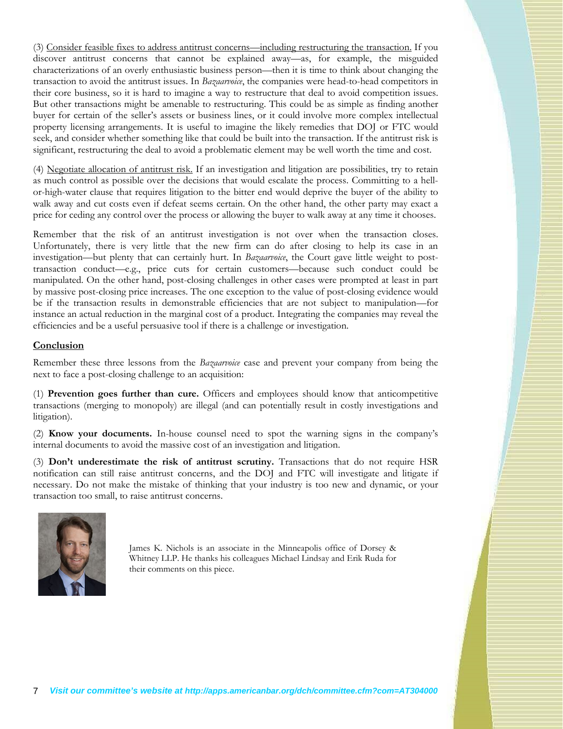(3) Consider feasible fixes to address antitrust concerns—including restructuring the transaction. If you discover antitrust concerns that cannot be explained away—as, for example, the misguided characterizations of an overly enthusiastic business person—then it is time to think about changing the transaction to avoid the antitrust issues. In *Bazaarvoice*, the companies were head-to-head competitors in their core business, so it is hard to imagine a way to restructure that deal to avoid competition issues. But other transactions might be amenable to restructuring. This could be as simple as finding another buyer for certain of the seller's assets or business lines, or it could involve more complex intellectual property licensing arrangements. It is useful to imagine the likely remedies that DOJ or FTC would seek, and consider whether something like that could be built into the transaction. If the antitrust risk is significant, restructuring the deal to avoid a problematic element may be well worth the time and cost.

(4) Negotiate allocation of antitrust risk. If an investigation and litigation are possibilities, try to retain as much control as possible over the decisions that would escalate the process. Committing to a hell-or-high-water clause that requires litigation to the bitter end would deprive the buyer of the ability to walk away and cut costs even if defeat seems certain. On the other hand, the other party may exact a price for ceding any control over the process or allowing the buyer to walk away at any time it chooses.

Remember that the risk of an antitrust investigation is not over when the transaction closes. Unfortunately, there is very little that the new firm can do after closing to help its case in an investigation—but plenty that can certainly hurt. In *Bazaarvoice*, the Court gave little weight to post-transaction conduct—e.g., price cuts for certain customers—because such conduct could be manipulated. On the other hand, post-closing challenges in other cases were prompted at least in part by massive post-closing price increases. The one exception to the value of post-closing evidence would be if the transaction results in demonstrable efficiencies that are not subject to manipulation—for instance an actual reduction in the marginal cost of a product. Integrating the companies may reveal the efficiencies and be a useful persuasive tool if there is a challenge or investigation.

## Conclusion

Remember these three lessons from the *Bazaarvoice* case and prevent your company from being the next to face a post-closing challenge to an acquisition:

(1) **Prevention goes further than cure.** Officers and employees should know that anticompetitive transactions (merging to monopoly) are illegal (and can potentially result in costly investigations and litigation).

(2) **Know your documents.** In-house counsel need to spot the warning signs in the company's internal documents to avoid the massive cost of an investigation and litigation.

(3) **Don't underestimate the risk of antitrust scrutiny.** Transactions that do not require HSR notification can still raise antitrust concerns, and the DOJ and FTC will investigate and litigate if necessary. Do not make the mistake of thinking that your industry is too new and dynamic, or your transaction too small, to raise antitrust concerns.

James K. Nichols is an associate in the Minneapolis office of Dorsey & Whitney LLP. He thanks his colleagues Michael Lindsay and Erik Ruda for their comments on this piece.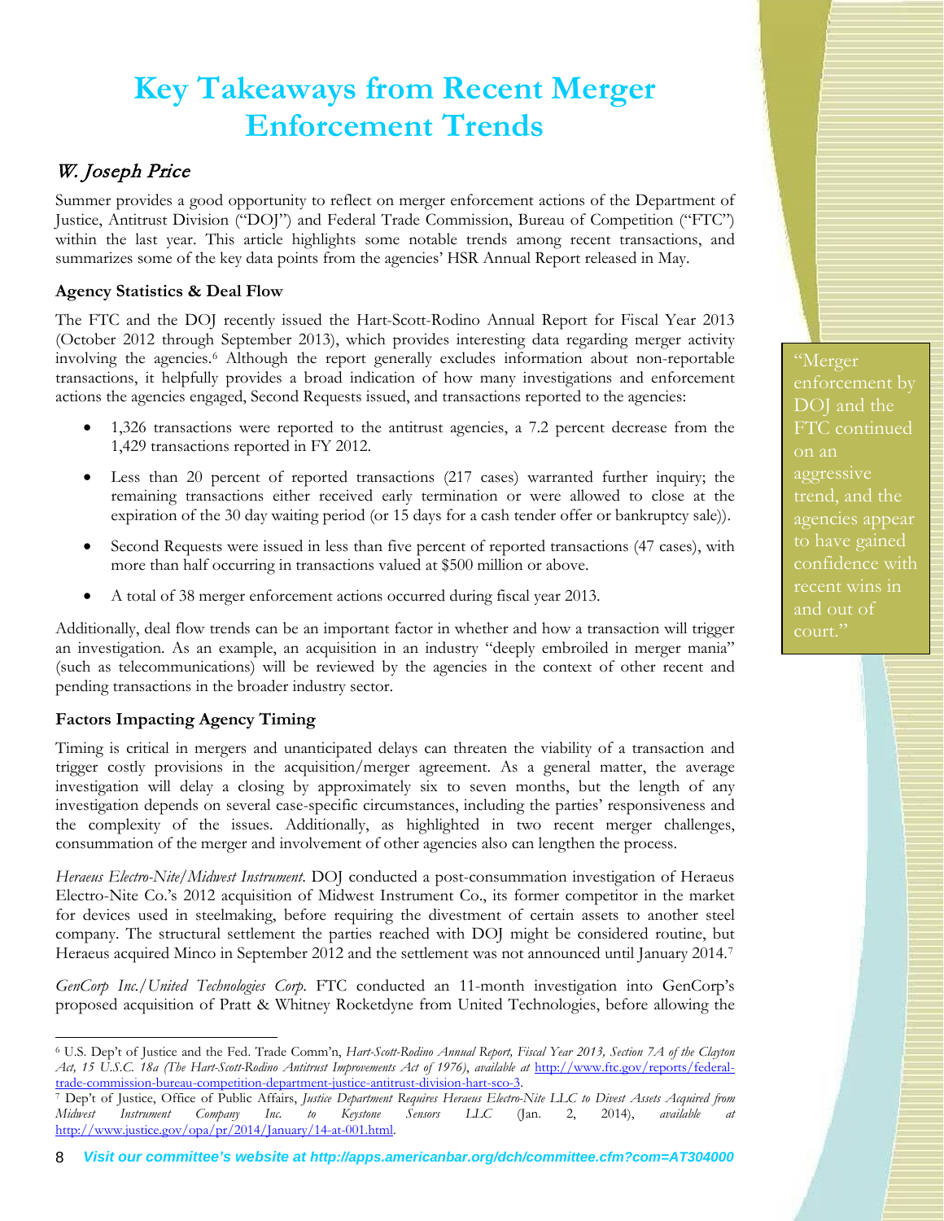# Key Takeaways from Recent Merger Enforcement Trends

*W. Joseph Price*

Summer provides a good opportunity to reflect on merger enforcement actions of the Department of Justice, Antitrust Division ("DOJ") and Federal Trade Commission, Bureau of Competition ("FTC") within the last year. This article highlights some notable trends among recent transactions, and summarizes some of the key data points from the agencies' HSR Annual Report released in May.

### Agency Statistics & Deal Flow

The FTC and the DOJ recently issued the Hart-Scott-Rodino Annual Report for Fiscal Year 2013 (October 2012 through September 2013), which provides interesting data regarding merger activity involving the agencies.[6] Although the report generally excludes information about non-reportable transactions, it helpfully provides a broad indication of how many investigations and enforcement actions the agencies engaged, Second Requests issued, and transactions reported to the agencies:

- 1,326 transactions were reported to the antitrust agencies, a 7.2 percent decrease from the 1,429 transactions reported in FY 2012.
- Less than 20 percent of reported transactions (217 cases) warranted further inquiry; the remaining transactions either received early termination or were allowed to close at the expiration of the 30 day waiting period (or 15 days for a cash tender offer or bankruptcy sale)).
- Second Requests were issued in less than five percent of reported transactions (47 cases), with more than half occurring in transactions valued at $500 million or above.
- A total of 38 merger enforcement actions occurred during fiscal year 2013.

> "Merger enforcement by DOJ and the FTC continued on an aggressive trend, and the agencies appear to have gained confidence with recent wins in and out of court."

Additionally, deal flow trends can be an important factor in whether and how a transaction will trigger an investigation. As an example, an acquisition in an industry "deeply embroiled in merger mania" (such as telecommunications) will be reviewed by the agencies in the context of other recent and pending transactions in the broader industry sector.

### Factors Impacting Agency Timing

Timing is critical in mergers and unanticipated delays can threaten the viability of a transaction and trigger costly provisions in the acquisition/merger agreement. As a general matter, the average investigation will delay a closing by approximately six to seven months, but the length of any investigation depends on several case-specific circumstances, including the parties' responsiveness and the complexity of the issues. Additionally, as highlighted in two recent merger challenges, consummation of the merger and involvement of other agencies also can lengthen the process.

*Heraeus Electro-Nite/Midwest Instrument*. DOJ conducted a post-consummation investigation of Heraeus Electro-Nite Co.'s 2012 acquisition of Midwest Instrument Co., its former competitor in the market for devices used in steelmaking, before requiring the divestment of certain assets to another steel company. The structural settlement the parties reached with DOJ might be considered routine, but Heraeus acquired Minco in September 2012 and the settlement was not announced until January 2014.[7]

*GenCorp Inc./United Technologies Corp*. FTC conducted an 11-month investigation into GenCorp's proposed acquisition of Pratt & Whitney Rocketdyne from United Technologies, before allowing the

---

[6] U.S. Dep't of Justice and the Fed. Trade Comm'n, *Hart-Scott-Rodino Annual Report, Fiscal Year 2013, Section 7A of the Clayton Act, 15 U.S.C. 18a (The Hart-Scott-Rodino Antitrust Improvements Act of 1976)*, *available at* http://www.ftc.gov/reports/federal-trade-commission-bureau-competition-department-justice-antitrust-division-hart-sco-3.

[7] Dep't of Justice, Office of Public Affairs, *Justice Department Requires Heraeus Electro-Nite LLC to Divest Assets Acquired from Midwest Instrument Company Inc. to Keystone Sensors LLC* (Jan. 2, 2014), *available at* http://www.justice.gov/opa/pr/2014/January/14-at-001.html.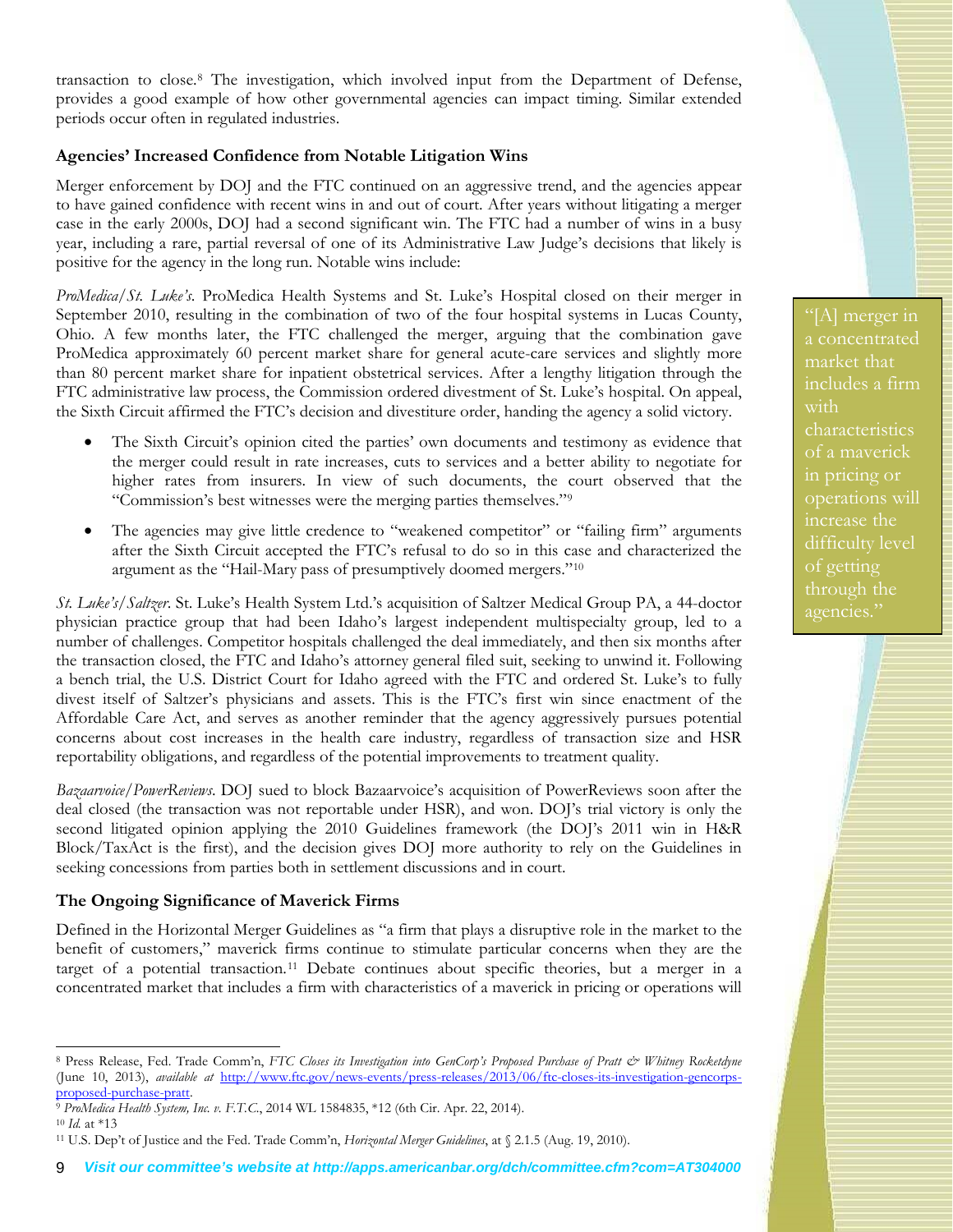transaction to close.[8] The investigation, which involved input from the Department of Defense, provides a good example of how other governmental agencies can impact timing. Similar extended periods occur often in regulated industries.

### Agencies' Increased Confidence from Notable Litigation Wins

Merger enforcement by DOJ and the FTC continued on an aggressive trend, and the agencies appear to have gained confidence with recent wins in and out of court. After years without litigating a merger case in the early 2000s, DOJ had a second significant win. The FTC had a number of wins in a busy year, including a rare, partial reversal of one of its Administrative Law Judge's decisions that likely is positive for the agency in the long run. Notable wins include:

*ProMedica/St. Luke's*. ProMedica Health Systems and St. Luke's Hospital closed on their merger in September 2010, resulting in the combination of two of the four hospital systems in Lucas County, Ohio. A few months later, the FTC challenged the merger, arguing that the combination gave ProMedica approximately 60 percent market share for general acute-care services and slightly more than 80 percent market share for inpatient obstetrical services. After a lengthy litigation through the FTC administrative law process, the Commission ordered divestment of St. Luke's hospital. On appeal, the Sixth Circuit affirmed the FTC's decision and divestiture order, handing the agency a solid victory.

- The Sixth Circuit's opinion cited the parties' own documents and testimony as evidence that the merger could result in rate increases, cuts to services and a better ability to negotiate for higher rates from insurers. In view of such documents, the court observed that the "Commission's best witnesses were the merging parties themselves."[9]
- The agencies may give little credence to "weakened competitor" or "failing firm" arguments after the Sixth Circuit accepted the FTC's refusal to do so in this case and characterized the argument as the "Hail-Mary pass of presumptively doomed mergers."[10]

*St. Luke's/Saltzer*. St. Luke's Health System Ltd.'s acquisition of Saltzer Medical Group PA, a 44-doctor physician practice group that had been Idaho's largest independent multispecialty group, led to a number of challenges. Competitor hospitals challenged the deal immediately, and then six months after the transaction closed, the FTC and Idaho's attorney general filed suit, seeking to unwind it. Following a bench trial, the U.S. District Court for Idaho agreed with the FTC and ordered St. Luke's to fully divest itself of Saltzer's physicians and assets. This is the FTC's first win since enactment of the Affordable Care Act, and serves as another reminder that the agency aggressively pursues potential concerns about cost increases in the health care industry, regardless of transaction size and HSR reportability obligations, and regardless of the potential improvements to treatment quality.

*Bazaarvoice/PowerReviews*. DOJ sued to block Bazaarvoice's acquisition of PowerReviews soon after the deal closed (the transaction was not reportable under HSR), and won. DOJ's trial victory is only the second litigated opinion applying the 2010 Guidelines framework (the DOJ's 2011 win in H&R Block/TaxAct is the first), and the decision gives DOJ more authority to rely on the Guidelines in seeking concessions from parties both in settlement discussions and in court.

### The Ongoing Significance of Maverick Firms

Defined in the Horizontal Merger Guidelines as "a firm that plays a disruptive role in the market to the benefit of customers," maverick firms continue to stimulate particular concerns when they are the target of a potential transaction.[11] Debate continues about specific theories, but a merger in a concentrated market that includes a firm with characteristics of a maverick in pricing or operations will

> "[A] merger in a concentrated market that includes a firm with characteristics of a maverick in pricing or operations will increase the difficulty level of getting through the agencies."

---

[8] Press Release, Fed. Trade Comm'n, *FTC Closes its Investigation into GenCorp's Proposed Purchase of Pratt & Whitney Rocketdyne* (June 10, 2013), *available at* http://www.ftc.gov/news-events/press-releases/2013/06/ftc-closes-its-investigation-gencorps-proposed-purchase-pratt.

[9] *ProMedica Health System, Inc. v. F.T.C.*, 2014 WL 1584835, *12 (6th Cir. Apr. 22, 2014).

[10] *Id.* at *13

[11] U.S. Dep't of Justice and the Fed. Trade Comm'n, *Horizontal Merger Guidelines*, at § 2.1.5 (Aug. 19, 2010).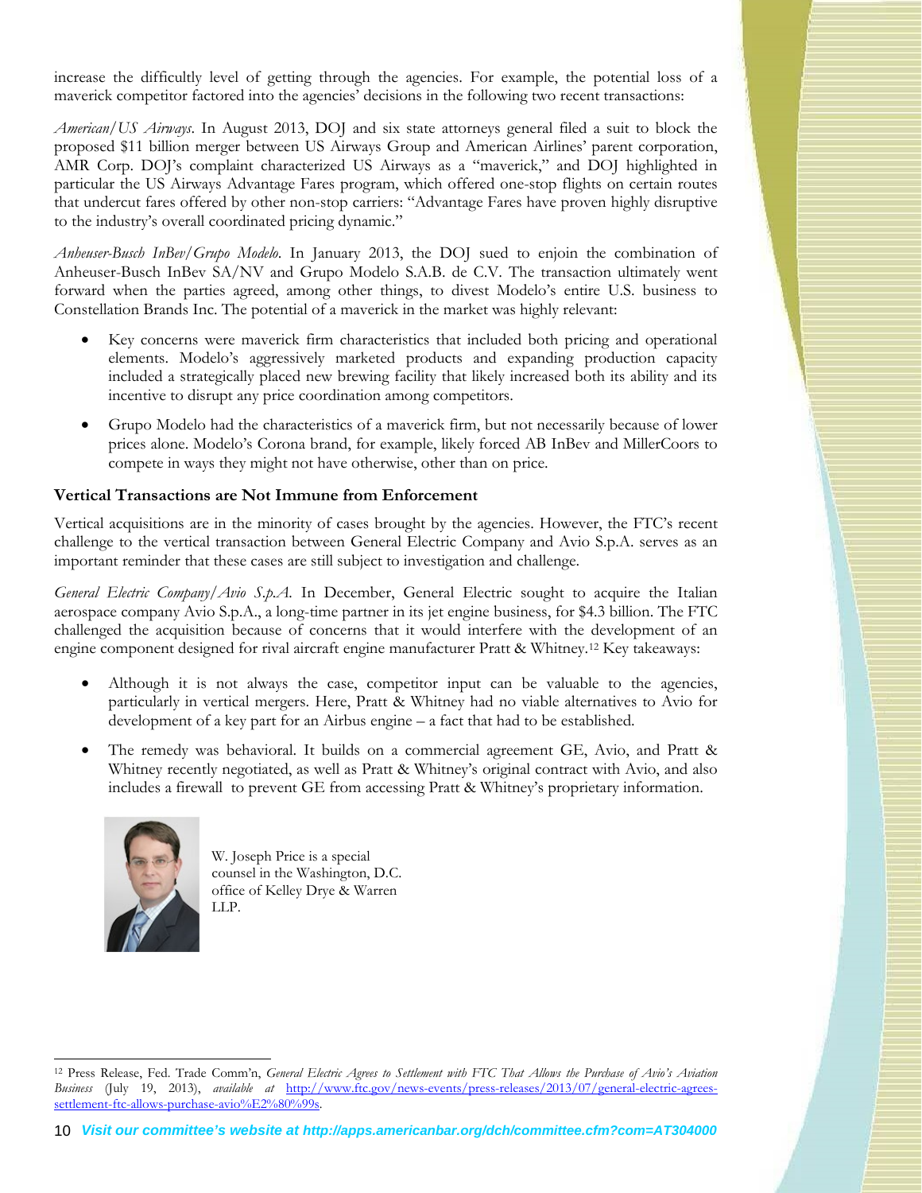increase the difficultly level of getting through the agencies. For example, the potential loss of a maverick competitor factored into the agencies' decisions in the following two recent transactions:

*American/US Airways*. In August 2013, DOJ and six state attorneys general filed a suit to block the proposed $11 billion merger between US Airways Group and American Airlines' parent corporation, AMR Corp. DOJ's complaint characterized US Airways as a "maverick," and DOJ highlighted in particular the US Airways Advantage Fares program, which offered one-stop flights on certain routes that undercut fares offered by other non-stop carriers: "Advantage Fares have proven highly disruptive to the industry's overall coordinated pricing dynamic."

*Anheuser-Busch InBev/Grupo Modelo*. In January 2013, the DOJ sued to enjoin the combination of Anheuser-Busch InBev SA/NV and Grupo Modelo S.A.B. de C.V. The transaction ultimately went forward when the parties agreed, among other things, to divest Modelo's entire U.S. business to Constellation Brands Inc. The potential of a maverick in the market was highly relevant:

- Key concerns were maverick firm characteristics that included both pricing and operational elements. Modelo's aggressively marketed products and expanding production capacity included a strategically placed new brewing facility that likely increased both its ability and its incentive to disrupt any price coordination among competitors.
- Grupo Modelo had the characteristics of a maverick firm, but not necessarily because of lower prices alone. Modelo's Corona brand, for example, likely forced AB InBev and MillerCoors to compete in ways they might not have otherwise, other than on price.

**Vertical Transactions are Not Immune from Enforcement**

Vertical acquisitions are in the minority of cases brought by the agencies. However, the FTC's recent challenge to the vertical transaction between General Electric Company and Avio S.p.A. serves as an important reminder that these cases are still subject to investigation and challenge.

*General Electric Company/Avio S.p.A.* In December, General Electric sought to acquire the Italian aerospace company Avio S.p.A., a long-time partner in its jet engine business, for $4.3 billion. The FTC challenged the acquisition because of concerns that it would interfere with the development of an engine component designed for rival aircraft engine manufacturer Pratt & Whitney.[12] Key takeaways:

- Although it is not always the case, competitor input can be valuable to the agencies, particularly in vertical mergers. Here, Pratt & Whitney had no viable alternatives to Avio for development of a key part for an Airbus engine – a fact that had to be established.
- The remedy was behavioral. It builds on a commercial agreement GE, Avio, and Pratt & Whitney recently negotiated, as well as Pratt & Whitney's original contract with Avio, and also includes a firewall to prevent GE from accessing Pratt & Whitney's proprietary information.

W. Joseph Price is a special counsel in the Washington, D.C. office of Kelley Drye & Warren LLP.

[12] Press Release, Fed. Trade Comm'n, *General Electric Agrees to Settlement with FTC That Allows the Purchase of Avio's Aviation Business* (July 19, 2013), *available at* http://www.ftc.gov/news-events/press-releases/2013/07/general-electric-agrees-settlement-ftc-allows-purchase-avio%E2%80%99s.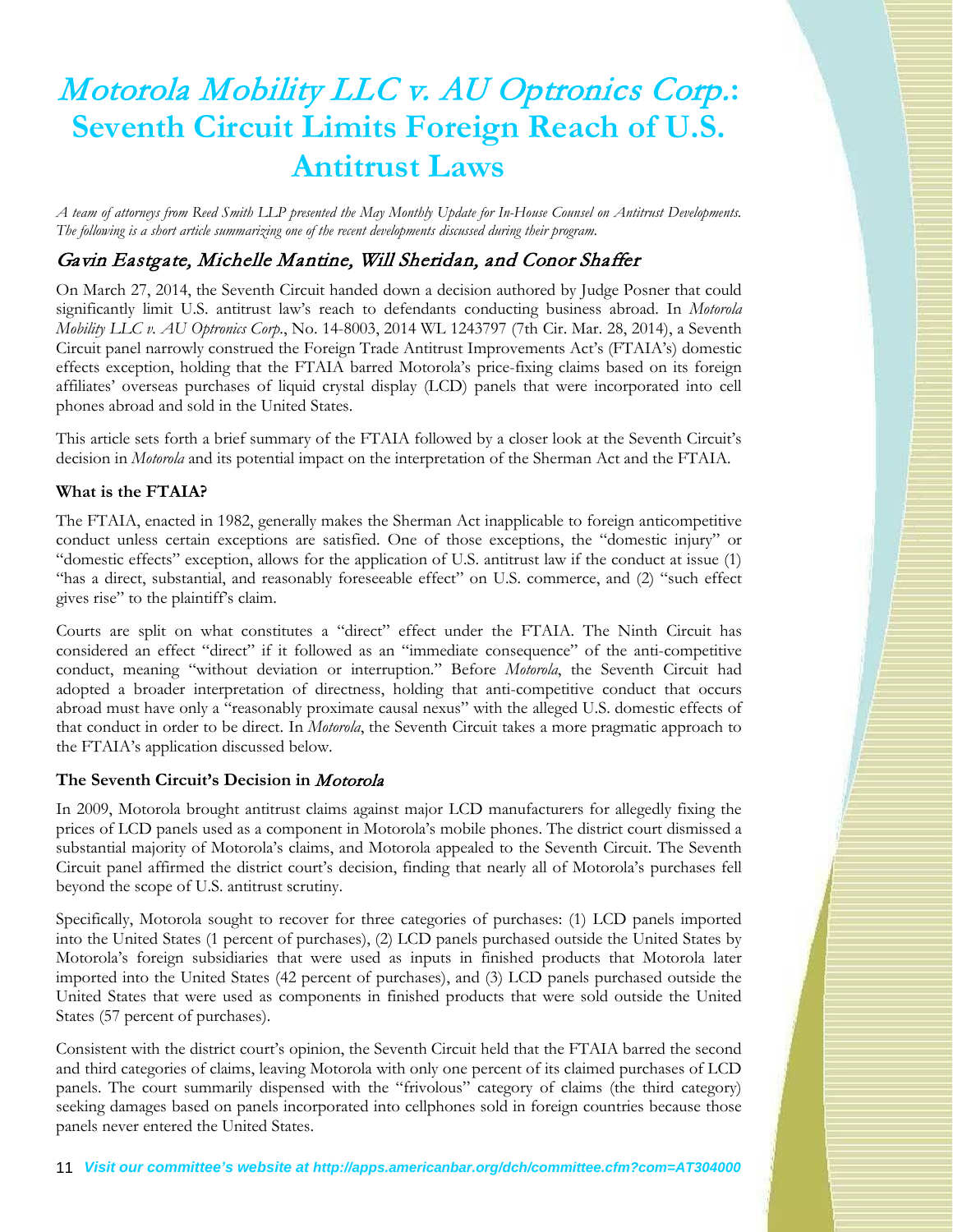# *Motorola Mobility LLC v. AU Optronics Corp.*: Seventh Circuit Limits Foreign Reach of U.S. Antitrust Laws

*A team of attorneys from Reed Smith LLP presented the May Monthly Update for In-House Counsel on Antitrust Developments. The following is a short article summarizing one of the recent developments discussed during their program.*

## *Gavin Eastgate, Michelle Mantine, Will Sheridan, and Conor Shaffer*

On March 27, 2014, the Seventh Circuit handed down a decision authored by Judge Posner that could significantly limit U.S. antitrust law's reach to defendants conducting business abroad. In *Motorola Mobility LLC v. AU Optronics Corp.*, No. 14-8003, 2014 WL 1243797 (7th Cir. Mar. 28, 2014), a Seventh Circuit panel narrowly construed the Foreign Trade Antitrust Improvements Act's (FTAIA's) domestic effects exception, holding that the FTAIA barred Motorola's price-fixing claims based on its foreign affiliates' overseas purchases of liquid crystal display (LCD) panels that were incorporated into cell phones abroad and sold in the United States.

This article sets forth a brief summary of the FTAIA followed by a closer look at the Seventh Circuit's decision in *Motorola* and its potential impact on the interpretation of the Sherman Act and the FTAIA.

### What is the FTAIA?

The FTAIA, enacted in 1982, generally makes the Sherman Act inapplicable to foreign anticompetitive conduct unless certain exceptions are satisfied. One of those exceptions, the "domestic injury" or "domestic effects" exception, allows for the application of U.S. antitrust law if the conduct at issue (1) "has a direct, substantial, and reasonably foreseeable effect" on U.S. commerce, and (2) "such effect gives rise" to the plaintiff's claim.

Courts are split on what constitutes a "direct" effect under the FTAIA. The Ninth Circuit has considered an effect "direct" if it followed as an "immediate consequence" of the anti-competitive conduct, meaning "without deviation or interruption." Before *Motorola*, the Seventh Circuit had adopted a broader interpretation of directness, holding that anti-competitive conduct that occurs abroad must have only a "reasonably proximate causal nexus" with the alleged U.S. domestic effects of that conduct in order to be direct. In *Motorola*, the Seventh Circuit takes a more pragmatic approach to the FTAIA's application discussed below.

### The Seventh Circuit's Decision in *Motorola*

In 2009, Motorola brought antitrust claims against major LCD manufacturers for allegedly fixing the prices of LCD panels used as a component in Motorola's mobile phones. The district court dismissed a substantial majority of Motorola's claims, and Motorola appealed to the Seventh Circuit. The Seventh Circuit panel affirmed the district court's decision, finding that nearly all of Motorola's purchases fell beyond the scope of U.S. antitrust scrutiny.

Specifically, Motorola sought to recover for three categories of purchases: (1) LCD panels imported into the United States (1 percent of purchases), (2) LCD panels purchased outside the United States by Motorola's foreign subsidiaries that were used as inputs in finished products that Motorola later imported into the United States (42 percent of purchases), and (3) LCD panels purchased outside the United States that were used as components in finished products that were sold outside the United States (57 percent of purchases).

Consistent with the district court's opinion, the Seventh Circuit held that the FTAIA barred the second and third categories of claims, leaving Motorola with only one percent of its claimed purchases of LCD panels. The court summarily dispensed with the "frivolous" category of claims (the third category) seeking damages based on panels incorporated into cellphones sold in foreign countries because those panels never entered the United States.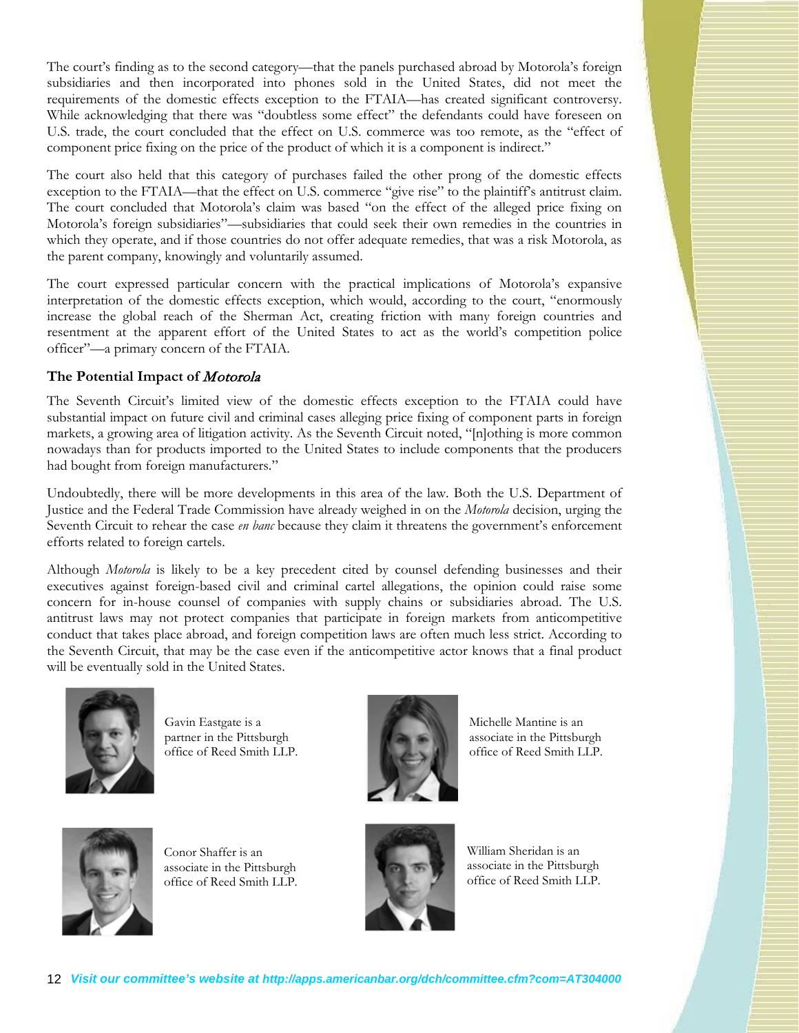The court's finding as to the second category—that the panels purchased abroad by Motorola's foreign subsidiaries and then incorporated into phones sold in the United States, did not meet the requirements of the domestic effects exception to the FTAIA—has created significant controversy. While acknowledging that there was "doubtless some effect" the defendants could have foreseen on U.S. trade, the court concluded that the effect on U.S. commerce was too remote, as the "effect of component price fixing on the price of the product of which it is a component is indirect."

The court also held that this category of purchases failed the other prong of the domestic effects exception to the FTAIA—that the effect on U.S. commerce "give rise" to the plaintiff's antitrust claim. The court concluded that Motorola's claim was based "on the effect of the alleged price fixing on Motorola's foreign subsidiaries"—subsidiaries that could seek their own remedies in the countries in which they operate, and if those countries do not offer adequate remedies, that was a risk Motorola, as the parent company, knowingly and voluntarily assumed.

The court expressed particular concern with the practical implications of Motorola's expansive interpretation of the domestic effects exception, which would, according to the court, "enormously increase the global reach of the Sherman Act, creating friction with many foreign countries and resentment at the apparent effort of the United States to act as the world's competition police officer"—a primary concern of the FTAIA.

### The Potential Impact of *Motorola*

The Seventh Circuit's limited view of the domestic effects exception to the FTAIA could have substantial impact on future civil and criminal cases alleging price fixing of component parts in foreign markets, a growing area of litigation activity. As the Seventh Circuit noted, "[n]othing is more common nowadays than for products imported to the United States to include components that the producers had bought from foreign manufacturers."

Undoubtedly, there will be more developments in this area of the law. Both the U.S. Department of Justice and the Federal Trade Commission have already weighed in on the *Motorola* decision, urging the Seventh Circuit to rehear the case *en banc* because they claim it threatens the government's enforcement efforts related to foreign cartels.

Although *Motorola* is likely to be a key precedent cited by counsel defending businesses and their executives against foreign-based civil and criminal cartel allegations, the opinion could raise some concern for in-house counsel of companies with supply chains or subsidiaries abroad. The U.S. antitrust laws may not protect companies that participate in foreign markets from anticompetitive conduct that takes place abroad, and foreign competition laws are often much less strict. According to the Seventh Circuit, that may be the case even if the anticompetitive actor knows that a final product will be eventually sold in the United States.

Gavin Eastgate is a partner in the Pittsburgh office of Reed Smith LLP.

Michelle Mantine is an associate in the Pittsburgh office of Reed Smith LLP.

Conor Shaffer is an associate in the Pittsburgh office of Reed Smith LLP.

William Sheridan is an associate in the Pittsburgh office of Reed Smith LLP.

***Visit our committee's website at http://apps.americanbar.org/dch/committee.cfm?com=AT304000***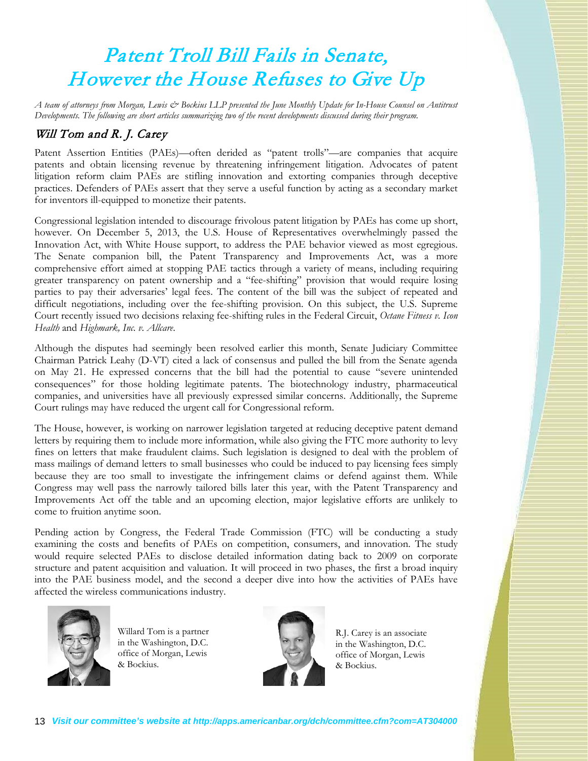# Patent Troll Bill Fails in Senate, However the House Refuses to Give Up

*A team of attorneys from Morgan, Lewis & Bockius LLP presented the June Monthly Update for In-House Counsel on Antitrust Developments. The following are short articles summarizing two of the recent developments discussed during their program.*

## Will Tom and R. J. Carey

Patent Assertion Entities (PAEs)—often derided as "patent trolls"—are companies that acquire patents and obtain licensing revenue by threatening infringement litigation. Advocates of patent litigation reform claim PAEs are stifling innovation and extorting companies through deceptive practices. Defenders of PAEs assert that they serve a useful function by acting as a secondary market for inventors ill-equipped to monetize their patents.

Congressional legislation intended to discourage frivolous patent litigation by PAEs has come up short, however. On December 5, 2013, the U.S. House of Representatives overwhelmingly passed the Innovation Act, with White House support, to address the PAE behavior viewed as most egregious. The Senate companion bill, the Patent Transparency and Improvements Act, was a more comprehensive effort aimed at stopping PAE tactics through a variety of means, including requiring greater transparency on patent ownership and a "fee-shifting" provision that would require losing parties to pay their adversaries' legal fees. The content of the bill was the subject of repeated and difficult negotiations, including over the fee-shifting provision. On this subject, the U.S. Supreme Court recently issued two decisions relaxing fee-shifting rules in the Federal Circuit, *Octane Fitness v. Icon Health* and *Highmark, Inc. v. Allcare*.

Although the disputes had seemingly been resolved earlier this month, Senate Judiciary Committee Chairman Patrick Leahy (D-VT) cited a lack of consensus and pulled the bill from the Senate agenda on May 21. He expressed concerns that the bill had the potential to cause "severe unintended consequences" for those holding legitimate patents. The biotechnology industry, pharmaceutical companies, and universities have all previously expressed similar concerns. Additionally, the Supreme Court rulings may have reduced the urgent call for Congressional reform.

The House, however, is working on narrower legislation targeted at reducing deceptive patent demand letters by requiring them to include more information, while also giving the FTC more authority to levy fines on letters that make fraudulent claims. Such legislation is designed to deal with the problem of mass mailings of demand letters to small businesses who could be induced to pay licensing fees simply because they are too small to investigate the infringement claims or defend against them. While Congress may well pass the narrowly tailored bills later this year, with the Patent Transparency and Improvements Act off the table and an upcoming election, major legislative efforts are unlikely to come to fruition anytime soon.

Pending action by Congress, the Federal Trade Commission (FTC) will be conducting a study examining the costs and benefits of PAEs on competition, consumers, and innovation. The study would require selected PAEs to disclose detailed information dating back to 2009 on corporate structure and patent acquisition and valuation. It will proceed in two phases, the first a broad inquiry into the PAE business model, and the second a deeper dive into how the activities of PAEs have affected the wireless communications industry.

Willard Tom is a partner in the Washington, D.C. office of Morgan, Lewis & Bockius.

R.J. Carey is an associate in the Washington, D.C. office of Morgan, Lewis & Bockius.

*Visit our committee's website at http://apps.americanbar.org/dch/committee.cfm?com=AT304000*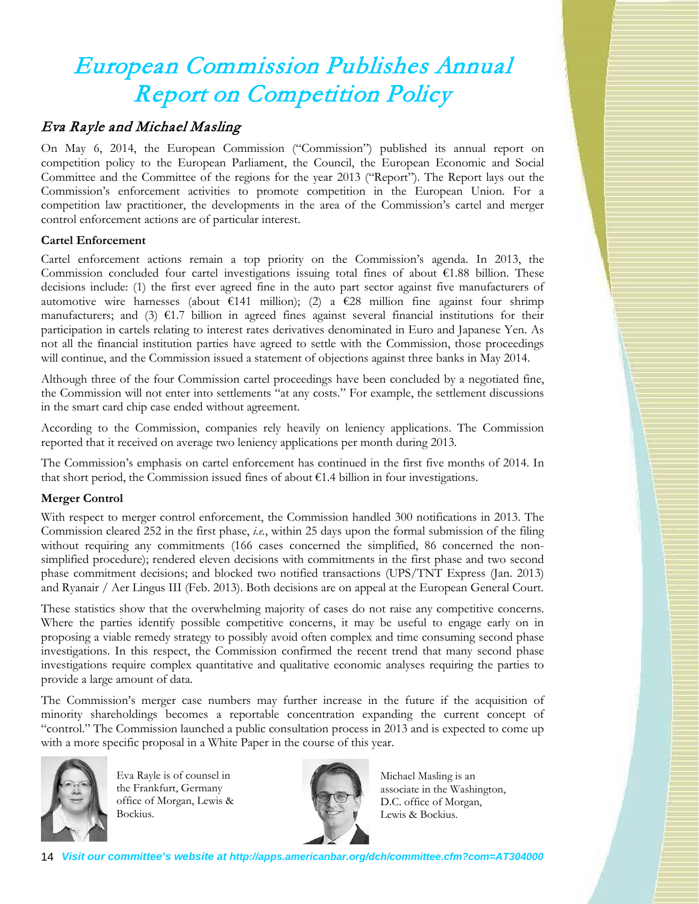# European Commission Publishes Annual Report on Competition Policy

## *Eva Rayle and Michael Masling*

On May 6, 2014, the European Commission ("Commission") published its annual report on competition policy to the European Parliament, the Council, the European Economic and Social Committee and the Committee of the regions for the year 2013 ("Report"). The Report lays out the Commission's enforcement activities to promote competition in the European Union. For a competition law practitioner, the developments in the area of the Commission's cartel and merger control enforcement actions are of particular interest.

**Cartel Enforcement**

Cartel enforcement actions remain a top priority on the Commission's agenda. In 2013, the Commission concluded four cartel investigations issuing total fines of about €1.88 billion. These decisions include: (1) the first ever agreed fine in the auto part sector against five manufacturers of automotive wire harnesses (about €141 million); (2) a €28 million fine against four shrimp manufacturers; and (3) €1.7 billion in agreed fines against several financial institutions for their participation in cartels relating to interest rates derivatives denominated in Euro and Japanese Yen. As not all the financial institution parties have agreed to settle with the Commission, those proceedings will continue, and the Commission issued a statement of objections against three banks in May 2014.

Although three of the four Commission cartel proceedings have been concluded by a negotiated fine, the Commission will not enter into settlements "at any costs." For example, the settlement discussions in the smart card chip case ended without agreement.

According to the Commission, companies rely heavily on leniency applications. The Commission reported that it received on average two leniency applications per month during 2013.

The Commission's emphasis on cartel enforcement has continued in the first five months of 2014. In that short period, the Commission issued fines of about €1.4 billion in four investigations.

**Merger Control**

With respect to merger control enforcement, the Commission handled 300 notifications in 2013. The Commission cleared 252 in the first phase, *i.e.*, within 25 days upon the formal submission of the filing without requiring any commitments (166 cases concerned the simplified, 86 concerned the non-simplified procedure); rendered eleven decisions with commitments in the first phase and two second phase commitment decisions; and blocked two notified transactions (UPS/TNT Express (Jan. 2013) and Ryanair / Aer Lingus III (Feb. 2013). Both decisions are on appeal at the European General Court.

These statistics show that the overwhelming majority of cases do not raise any competitive concerns. Where the parties identify possible competitive concerns, it may be useful to engage early on in proposing a viable remedy strategy to possibly avoid often complex and time consuming second phase investigations. In this respect, the Commission confirmed the recent trend that many second phase investigations require complex quantitative and qualitative economic analyses requiring the parties to provide a large amount of data.

The Commission's merger case numbers may further increase in the future if the acquisition of minority shareholdings becomes a reportable concentration expanding the current concept of "control." The Commission launched a public consultation process in 2013 and is expected to come up with a more specific proposal in a White Paper in the course of this year.

Eva Rayle is of counsel in the Frankfurt, Germany office of Morgan, Lewis & Bockius.

Michael Masling is an associate in the Washington, D.C. office of Morgan, Lewis & Bockius.

*Visit our committee's website at http://apps.americanbar.org/dch/committee.cfm?com=AT304000*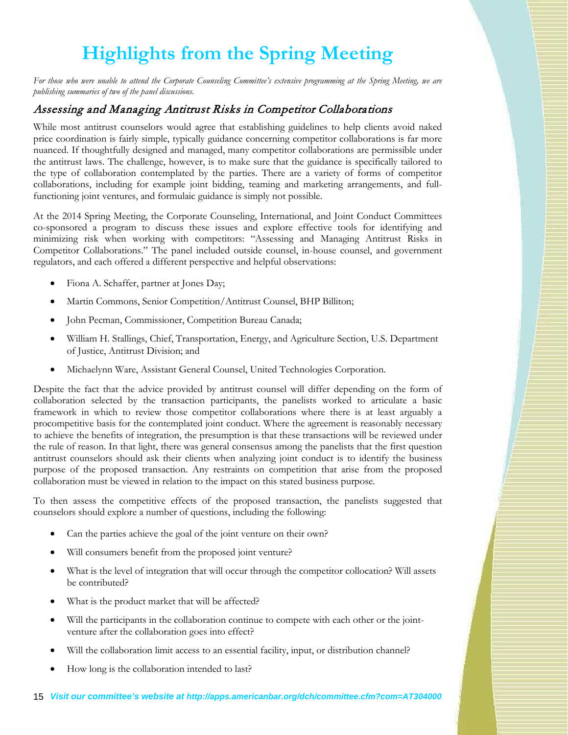# Highlights from the Spring Meeting

*For those who were unable to attend the Corporate Counseling Committee's extensive programming at the Spring Meeting, we are publishing summaries of two of the panel discussions.*

## *Assessing and Managing Antitrust Risks in Competitor Collaborations*

While most antitrust counselors would agree that establishing guidelines to help clients avoid naked price coordination is fairly simple, typically guidance concerning competitor collaborations is far more nuanced. If thoughtfully designed and managed, many competitor collaborations are permissible under the antitrust laws. The challenge, however, is to make sure that the guidance is specifically tailored to the type of collaboration contemplated by the parties. There are a variety of forms of competitor collaborations, including for example joint bidding, teaming and marketing arrangements, and full-functioning joint ventures, and formulaic guidance is simply not possible.

At the 2014 Spring Meeting, the Corporate Counseling, International, and Joint Conduct Committees co-sponsored a program to discuss these issues and explore effective tools for identifying and minimizing risk when working with competitors: "Assessing and Managing Antitrust Risks in Competitor Collaborations." The panel included outside counsel, in-house counsel, and government regulators, and each offered a different perspective and helpful observations:

- Fiona A. Schaffer, partner at Jones Day;
- Martin Commons, Senior Competition/Antitrust Counsel, BHP Billiton;
- John Pecman, Commissioner, Competition Bureau Canada;
- William H. Stallings, Chief, Transportation, Energy, and Agriculture Section, U.S. Department of Justice, Antitrust Division; and
- Michaelynn Ware, Assistant General Counsel, United Technologies Corporation.

Despite the fact that the advice provided by antitrust counsel will differ depending on the form of collaboration selected by the transaction participants, the panelists worked to articulate a basic framework in which to review those competitor collaborations where there is at least arguably a procompetitive basis for the contemplated joint conduct. Where the agreement is reasonably necessary to achieve the benefits of integration, the presumption is that these transactions will be reviewed under the rule of reason. In that light, there was general consensus among the panelists that the first question antitrust counselors should ask their clients when analyzing joint conduct is to identify the business purpose of the proposed transaction. Any restraints on competition that arise from the proposed collaboration must be viewed in relation to the impact on this stated business purpose.

To then assess the competitive effects of the proposed transaction, the panelists suggested that counselors should explore a number of questions, including the following:

- Can the parties achieve the goal of the joint venture on their own?
- Will consumers benefit from the proposed joint venture?
- What is the level of integration that will occur through the competitor collocation? Will assets be contributed?
- What is the product market that will be affected?
- Will the participants in the collaboration continue to compete with each other or the joint-venture after the collaboration goes into effect?
- Will the collaboration limit access to an essential facility, input, or distribution channel?
- How long is the collaboration intended to last?

*Visit our committee's website at http://apps.americanbar.org/dch/committee.cfm?com=AT304000*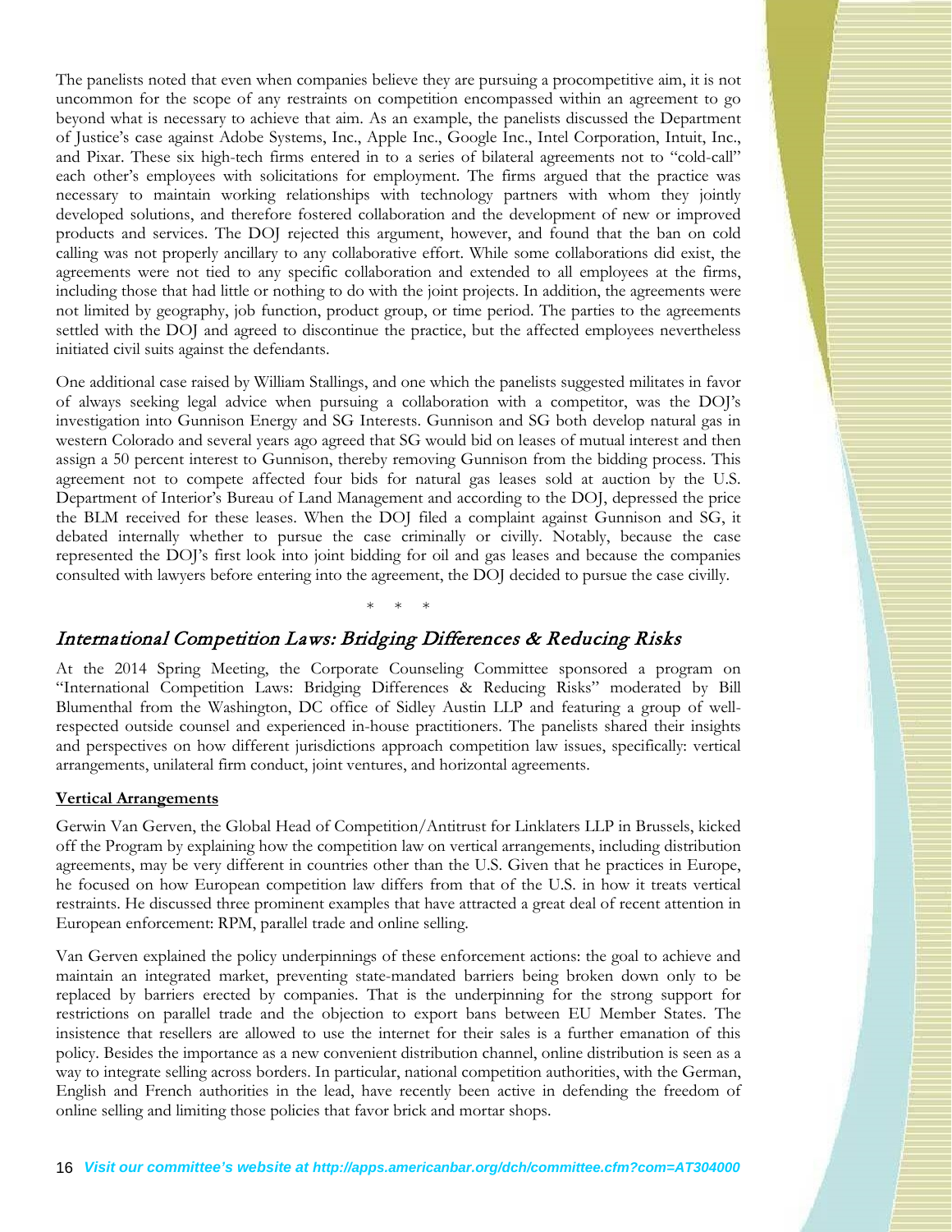The panelists noted that even when companies believe they are pursuing a procompetitive aim, it is not uncommon for the scope of any restraints on competition encompassed within an agreement to go beyond what is necessary to achieve that aim. As an example, the panelists discussed the Department of Justice's case against Adobe Systems, Inc., Apple Inc., Google Inc., Intel Corporation, Intuit, Inc., and Pixar. These six high-tech firms entered in to a series of bilateral agreements not to "cold-call" each other's employees with solicitations for employment. The firms argued that the practice was necessary to maintain working relationships with technology partners with whom they jointly developed solutions, and therefore fostered collaboration and the development of new or improved products and services. The DOJ rejected this argument, however, and found that the ban on cold calling was not properly ancillary to any collaborative effort. While some collaborations did exist, the agreements were not tied to any specific collaboration and extended to all employees at the firms, including those that had little or nothing to do with the joint projects. In addition, the agreements were not limited by geography, job function, product group, or time period. The parties to the agreements settled with the DOJ and agreed to discontinue the practice, but the affected employees nevertheless initiated civil suits against the defendants.

One additional case raised by William Stallings, and one which the panelists suggested militates in favor of always seeking legal advice when pursuing a collaboration with a competitor, was the DOJ's investigation into Gunnison Energy and SG Interests. Gunnison and SG both develop natural gas in western Colorado and several years ago agreed that SG would bid on leases of mutual interest and then assign a 50 percent interest to Gunnison, thereby removing Gunnison from the bidding process. This agreement not to compete affected four bids for natural gas leases sold at auction by the U.S. Department of Interior's Bureau of Land Management and according to the DOJ, depressed the price the BLM received for these leases. When the DOJ filed a complaint against Gunnison and SG, it debated internally whether to pursue the case criminally or civilly. Notably, because the case represented the DOJ's first look into joint bidding for oil and gas leases and because the companies consulted with lawyers before entering into the agreement, the DOJ decided to pursue the case civilly.

\* \* \*

## *International Competition Laws: Bridging Differences & Reducing Risks*

At the 2014 Spring Meeting, the Corporate Counseling Committee sponsored a program on "International Competition Laws: Bridging Differences & Reducing Risks" moderated by Bill Blumenthal from the Washington, DC office of Sidley Austin LLP and featuring a group of well-respected outside counsel and experienced in-house practitioners. The panelists shared their insights and perspectives on how different jurisdictions approach competition law issues, specifically: vertical arrangements, unilateral firm conduct, joint ventures, and horizontal agreements.

### **Vertical Arrangements**

Gerwin Van Gerven, the Global Head of Competition/Antitrust for Linklaters LLP in Brussels, kicked off the Program by explaining how the competition law on vertical arrangements, including distribution agreements, may be very different in countries other than the U.S. Given that he practices in Europe, he focused on how European competition law differs from that of the U.S. in how it treats vertical restraints. He discussed three prominent examples that have attracted a great deal of recent attention in European enforcement: RPM, parallel trade and online selling.

Van Gerven explained the policy underpinnings of these enforcement actions: the goal to achieve and maintain an integrated market, preventing state-mandated barriers being broken down only to be replaced by barriers erected by companies. That is the underpinning for the strong support for restrictions on parallel trade and the objection to export bans between EU Member States. The insistence that resellers are allowed to use the internet for their sales is a further emanation of this policy. Besides the importance as a new convenient distribution channel, online distribution is seen as a way to integrate selling across borders. In particular, national competition authorities, with the German, English and French authorities in the lead, have recently been active in defending the freedom of online selling and limiting those policies that favor brick and mortar shops.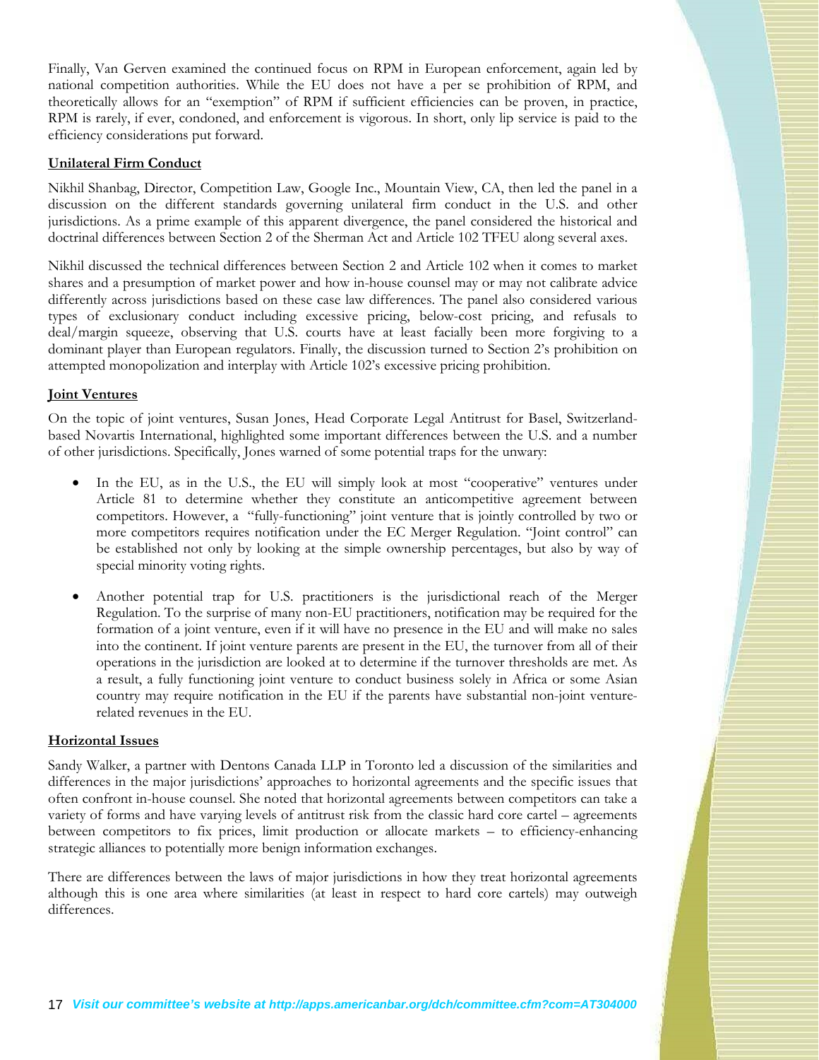Finally, Van Gerven examined the continued focus on RPM in European enforcement, again led by national competition authorities. While the EU does not have a per se prohibition of RPM, and theoretically allows for an "exemption" of RPM if sufficient efficiencies can be proven, in practice, RPM is rarely, if ever, condoned, and enforcement is vigorous. In short, only lip service is paid to the efficiency considerations put forward.

**Unilateral Firm Conduct**

Nikhil Shanbag, Director, Competition Law, Google Inc., Mountain View, CA, then led the panel in a discussion on the different standards governing unilateral firm conduct in the U.S. and other jurisdictions. As a prime example of this apparent divergence, the panel considered the historical and doctrinal differences between Section 2 of the Sherman Act and Article 102 TFEU along several axes.

Nikhil discussed the technical differences between Section 2 and Article 102 when it comes to market shares and a presumption of market power and how in-house counsel may or may not calibrate advice differently across jurisdictions based on these case law differences. The panel also considered various types of exclusionary conduct including excessive pricing, below-cost pricing, and refusals to deal/margin squeeze, observing that U.S. courts have at least facially been more forgiving to a dominant player than European regulators. Finally, the discussion turned to Section 2's prohibition on attempted monopolization and interplay with Article 102's excessive pricing prohibition.

**Joint Ventures**

On the topic of joint ventures, Susan Jones, Head Corporate Legal Antitrust for Basel, Switzerland-based Novartis International, highlighted some important differences between the U.S. and a number of other jurisdictions. Specifically, Jones warned of some potential traps for the unwary:

- In the EU, as in the U.S., the EU will simply look at most "cooperative" ventures under Article 81 to determine whether they constitute an anticompetitive agreement between competitors. However, a "fully-functioning" joint venture that is jointly controlled by two or more competitors requires notification under the EC Merger Regulation. "Joint control" can be established not only by looking at the simple ownership percentages, but also by way of special minority voting rights.

- Another potential trap for U.S. practitioners is the jurisdictional reach of the Merger Regulation. To the surprise of many non-EU practitioners, notification may be required for the formation of a joint venture, even if it will have no presence in the EU and will make no sales into the continent. If joint venture parents are present in the EU, the turnover from all of their operations in the jurisdiction are looked at to determine if the turnover thresholds are met. As a result, a fully functioning joint venture to conduct business solely in Africa or some Asian country may require notification in the EU if the parents have substantial non-joint venture-related revenues in the EU.

**Horizontal Issues**

Sandy Walker, a partner with Dentons Canada LLP in Toronto led a discussion of the similarities and differences in the major jurisdictions' approaches to horizontal agreements and the specific issues that often confront in-house counsel. She noted that horizontal agreements between competitors can take a variety of forms and have varying levels of antitrust risk from the classic hard core cartel – agreements between competitors to fix prices, limit production or allocate markets – to efficiency-enhancing strategic alliances to potentially more benign information exchanges.

There are differences between the laws of major jurisdictions in how they treat horizontal agreements although this is one area where similarities (at least in respect to hard core cartels) may outweigh differences.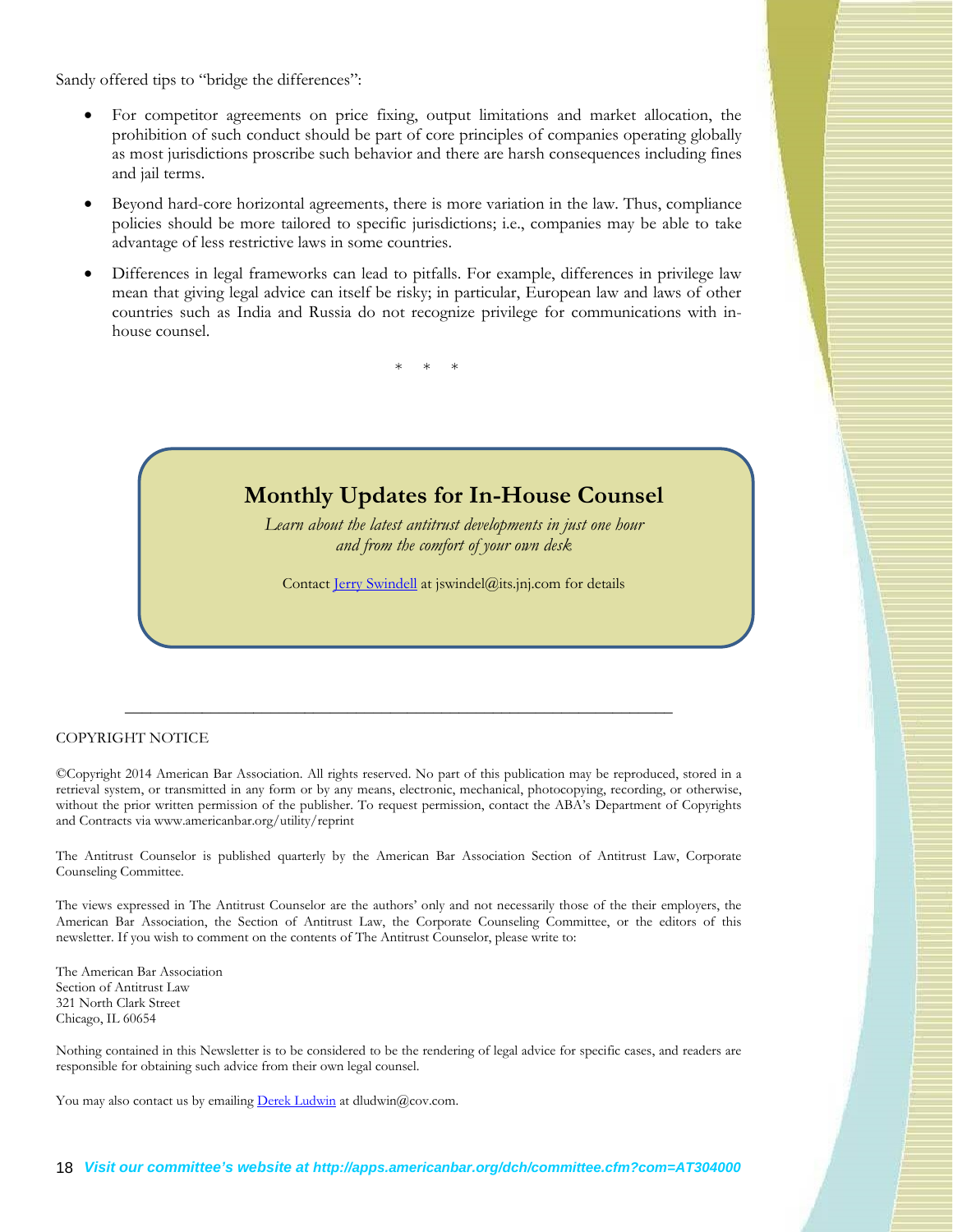Sandy offered tips to "bridge the differences":

- For competitor agreements on price fixing, output limitations and market allocation, the prohibition of such conduct should be part of core principles of companies operating globally as most jurisdictions proscribe such behavior and there are harsh consequences including fines and jail terms.
- Beyond hard-core horizontal agreements, there is more variation in the law. Thus, compliance policies should be more tailored to specific jurisdictions; i.e., companies may be able to take advantage of less restrictive laws in some countries.
- Differences in legal frameworks can lead to pitfalls. For example, differences in privilege law mean that giving legal advice can itself be risky; in particular, European law and laws of other countries such as India and Russia do not recognize privilege for communications with in-house counsel.

\* \* \*

## Monthly Updates for In-House Counsel

*Learn about the latest antitrust developments in just one hour and from the comfort of your own desk*

Contact [Jerry Swindell] at jswindel@its.jnj.com for details

---

COPYRIGHT NOTICE

©Copyright 2014 American Bar Association. All rights reserved. No part of this publication may be reproduced, stored in a retrieval system, or transmitted in any form or by any means, electronic, mechanical, photocopying, recording, or otherwise, without the prior written permission of the publisher. To request permission, contact the ABA's Department of Copyrights and Contracts via www.americanbar.org/utility/reprint

The Antitrust Counselor is published quarterly by the American Bar Association Section of Antitrust Law, Corporate Counseling Committee.

The views expressed in The Antitrust Counselor are the authors' only and not necessarily those of the their employers, the American Bar Association, the Section of Antitrust Law, the Corporate Counseling Committee, or the editors of this newsletter. If you wish to comment on the contents of The Antitrust Counselor, please write to:

The American Bar Association
Section of Antitrust Law
321 North Clark Street
Chicago, IL 60654

Nothing contained in this Newsletter is to be considered to be the rendering of legal advice for specific cases, and readers are responsible for obtaining such advice from their own legal counsel.

You may also contact us by emailing [Derek Ludwin] at dludwin@cov.com.

***Visit our committee's website at http://apps.americanbar.org/dch/committee.cfm?com=AT304000***